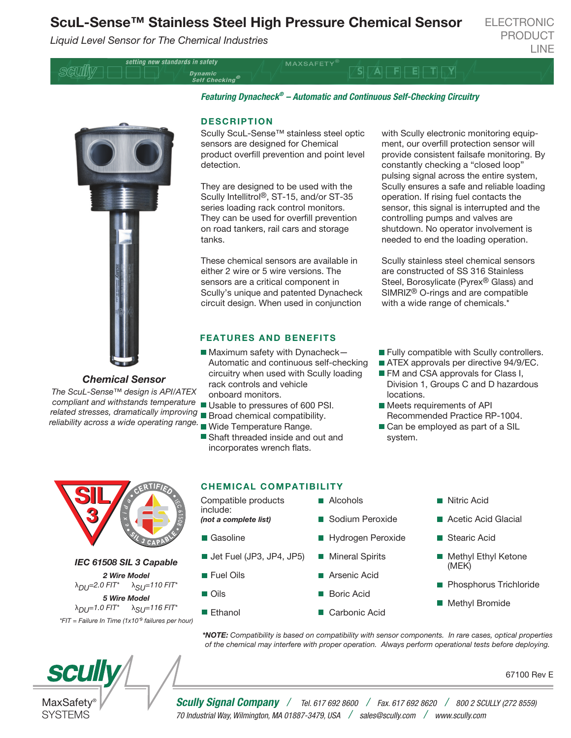# ScuL-Sense™ Stainless Steel High Pressure Chemical Sensor

*Liquid Level Sensor for The Chemical Industries*

ELECTRONIC PRODUCT LINE

***Featuring Dynacheck® – Automatic and Continuous Self-Checking Circuitry***

## DESCRIPTION

Scully ScuL-Sense™ stainless steel optic sensors are designed for Chemical product overfill prevention and point level detection.

They are designed to be used with the Scully Intellitrol®, ST-15, and/or ST-35 series loading rack control monitors. They can be used for overfill prevention on road tankers, rail cars and storage tanks.

These chemical sensors are available in either 2 wire or 5 wire versions. The sensors are a critical component in Scully's unique and patented Dynacheck circuit design. When used in conjunction with Scully electronic monitoring equipment, our overfill protection sensor will provide consistent failsafe monitoring. By constantly checking a "closed loop" pulsing signal across the entire system, Scully ensures a safe and reliable loading operation. If rising fuel contacts the sensor, this signal is interrupted and the controlling pumps and valves are shutdown. No operator involvement is needed to end the loading operation.

Scully stainless steel chemical sensors are constructed of SS 316 Stainless Steel, Borosylicate (Pyrex® Glass) and SIMRIZ® O-rings and are compatible with a wide range of chemicals.*

### Chemical Sensor

*The ScuL-Sense™ design is API/ATEX compliant and withstands temperature related stresses, dramatically improving reliability across a wide operating range.*

## FEATURES AND BENEFITS

- Maximum safety with Dynacheck—Automatic and continuous self-checking circuitry when used with Scully loading rack controls and vehicle onboard monitors.
- Usable to pressures of 600 PSI.
- Broad chemical compatibility.
- Wide Temperature Range.
- Shaft threaded inside and out and incorporates wrench flats.
- Fully compatible with Scully controllers.
- ATEX approvals per directive 94/9/EC.
- FM and CSA approvals for Class I, Division 1, Groups C and D hazardous locations.
- Meets requirements of API Recommended Practice RP-1004.
- Can be employed as part of a SIL system.

### IEC 61508 SIL 3 Capable

**2 Wire Model**

$\lambda_{DU}$=2.0 FIT* $\lambda_{SU}$=110 FIT*

**5 Wire Model**

$\lambda_{DU}$=1.0 FIT* $\lambda_{SU}$=116 FIT*

*FIT = Failure In Time ($1x10^{-9}$ failures per hour)

## CHEMICAL COMPATIBILITY

Compatible products include:
***(not a complete list)***

- Gasoline
- Jet Fuel (JP3, JP4, JP5)
- Fuel Oils
- Oils
- Ethanol
- Alcohols
- Sodium Peroxide
- Hydrogen Peroxide
- Mineral Spirits
- Arsenic Acid
- Boric Acid
- Carbonic Acid
- Nitric Acid
- Acetic Acid Glacial
- Stearic Acid
- Methyl Ethyl Ketone (MEK)
- Phosphorus Trichloride
- Methyl Bromide

***NOTE:** *Compatibility is based on compatibility with sensor components. In rare cases, optical properties of the chemical may interfere with proper operation. Always perform operational tests before deploying.*

67100 Rev E

**Scully Signal Company** / Tel. 617 692 8600 / Fax. 617 692 8620 / 800 2 SCULLY (272 8559)
70 Industrial Way, Wilmington, MA 01887-3479, USA / sales@scully.com / www.scully.com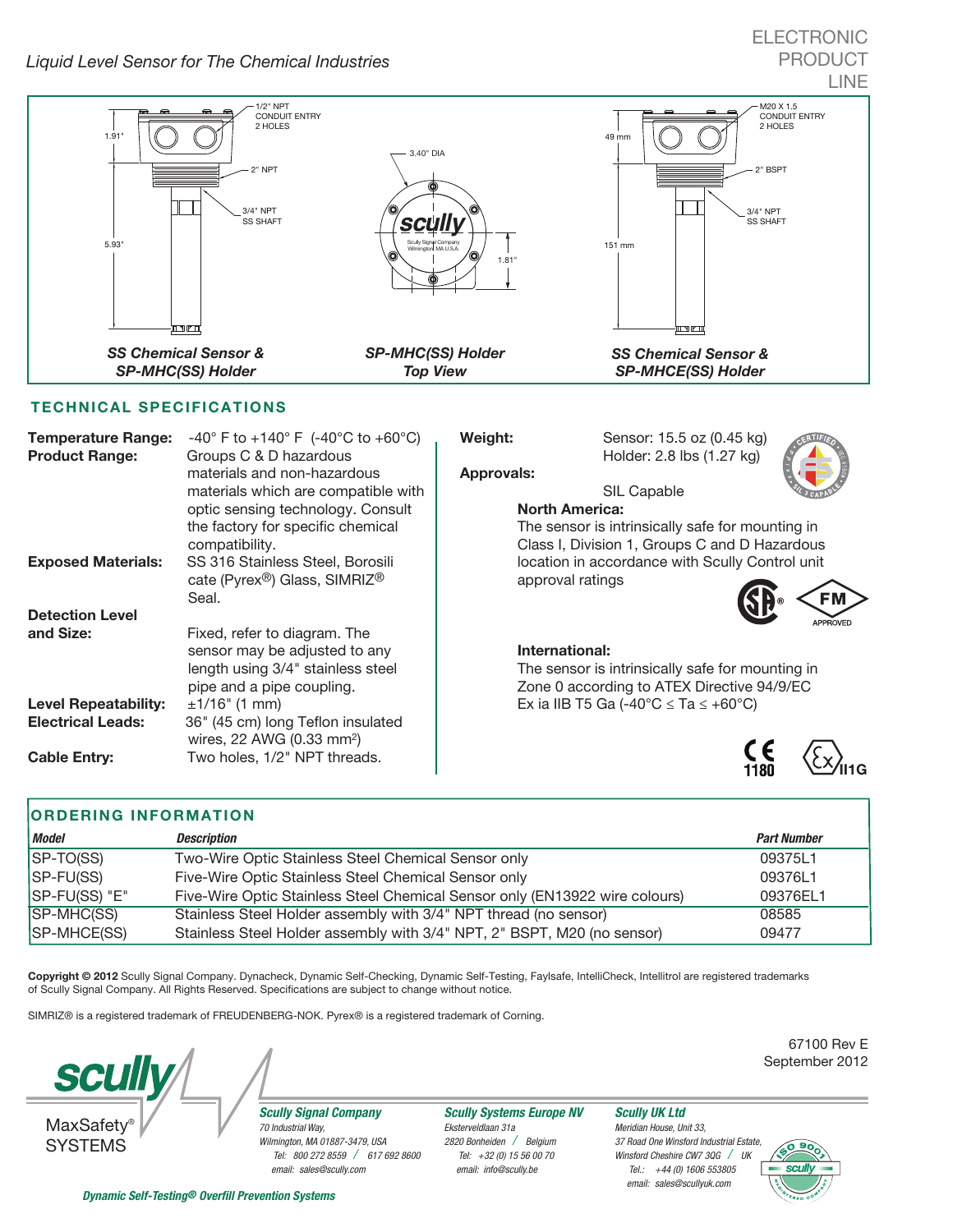*Liquid Level Sensor for The Chemical Industries*

ELECTRONIC PRODUCT LINE

1/2" NPT CONDUIT ENTRY 2 HOLES

1.91"

2" NPT

3/4" NPT SS SHAFT

5.93"

***SS Chemical Sensor & SP-MHC(SS) Holder***

3.40" DIA

scully

Scully Signal Company Wilmington MA U.S.A.

1.81"

***SP-MHC(SS) Holder Top View***

M20 X 1.5 CONDUIT ENTRY 2 HOLES

49 mm

2" BSPT

3/4" NPT SS SHAFT

151 mm

***SS Chemical Sensor & SP-MHCE(SS) Holder***

## TECHNICAL SPECIFICATIONS

**Temperature Range:** -40° F to +140° F (-40°C to +60°C)

**Product Range:** Groups C & D hazardous materials and non-hazardous materials which are compatible with optic sensing technology. Consult the factory for specific chemical compatibility.

**Exposed Materials:** SS 316 Stainless Steel, Borosilicate (Pyrex®) Glass, SIMRIZ® Seal.

**Detection Level and Size:** Fixed, refer to diagram. The sensor may be adjusted to any length using 3/4" stainless steel pipe and a pipe coupling.

**Level Repeatability:** ±1/16" (1 mm)

**Electrical Leads:** 36" (45 cm) long Teflon insulated wires, 22 AWG (0.33 mm²)

**Cable Entry:** Two holes, 1/2" NPT threads.

**Weight:** Sensor: 15.5 oz (0.45 kg)
Holder: 2.8 lbs (1.27 kg)

**Approvals:**

SIL Capable

**North America:**
The sensor is intrinsically safe for mounting in Class I, Division 1, Groups C and D Hazardous location in accordance with Scully Control unit approval ratings

**International:**
The sensor is intrinsically safe for mounting in Zone 0 according to ATEX Directive 94/9/EC
Ex ia IIB T5 Ga (-40°C ≤ Ta ≤ +60°C)

CE 1180 II1G

## ORDERING INFORMATION

| *Model* | *Description* | *Part Number* |
|---|---|---|
| SP-TO(SS) | Two-Wire Optic Stainless Steel Chemical Sensor only | 09375L1 |
| SP-FU(SS) | Five-Wire Optic Stainless Steel Chemical Sensor only | 09376L1 |
| SP-FU(SS) "E" | Five-Wire Optic Stainless Steel Chemical Sensor only (EN13922 wire colours) | 09376EL1 |
| SP-MHC(SS) | Stainless Steel Holder assembly with 3/4" NPT thread (no sensor) | 08585 |
| SP-MHCE(SS) | Stainless Steel Holder assembly with 3/4" NPT, 2" BSPT, M20 (no sensor) | 09477 |

**Copyright © 2012** Scully Signal Company. Dynacheck, Dynamic Self-Checking, Dynamic Self-Testing, Faylsafe, IntelliCheck, Intellitrol are registered trademarks of Scully Signal Company. All Rights Reserved. Specifications are subject to change without notice.

SIMRIZ® is a registered trademark of FREUDENBERG-NOK. Pyrex® is a registered trademark of Corning.

67100 Rev E
September 2012

scully MaxSafety® SYSTEMS

***Scully Signal Company***
*70 Industrial Way,*
*Wilmington, MA 01887-3479, USA*
*Tel: 800 272 8559 / 617 692 8600*
*email: sales@scully.com*

***Scully Systems Europe NV***
*Eksterveldlaan 31a*
*2820 Bonheiden / Belgium*
*Tel: +32 (0) 15 56 00 70*
*email: info@scully.be*

***Scully UK Ltd***
*Meridian House, Unit 33,*
*37 Road One Winsford Industrial Estate,*
*Winsford Cheshire CW7 3QG / UK*
*Tel.: +44 (0) 1606 553805*
*email: sales@scullyuk.com*

***Dynamic Self-Testing® Overfill Prevention Systems***